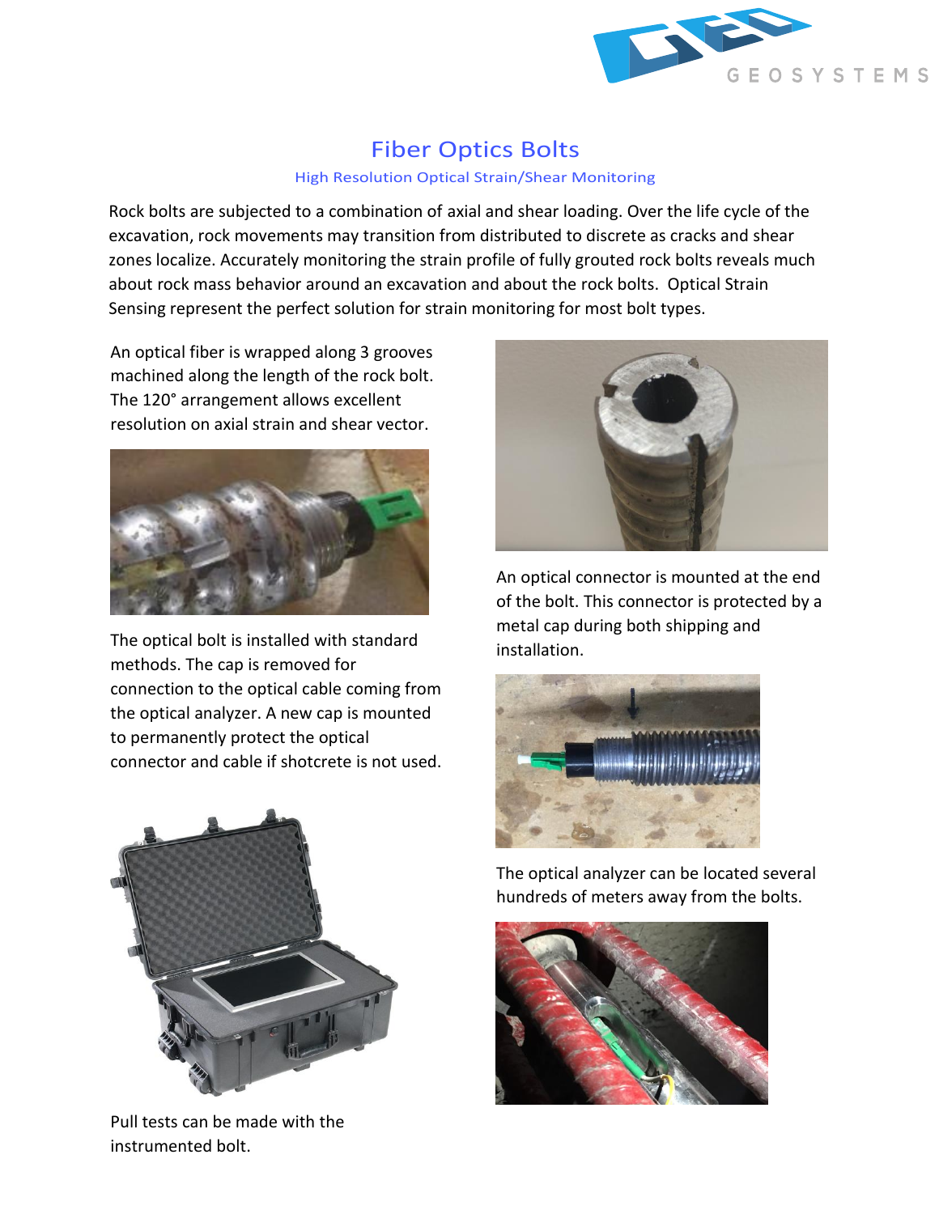# Fiber Optics Bolts

## High Resolution Optical Strain/Shear Monitoring

Rock bolts are subjected to a combination of axial and shear loading. Over the life cycle of the excavation, rock movements may transition from distributed to discrete as cracks and shear zones localize. Accurately monitoring the strain profile of fully grouted rock bolts reveals much about rock mass behavior around an excavation and about the rock bolts. Optical Strain Sensing represent the perfect solution for strain monitoring for most bolt types.

An optical fiber is wrapped along 3 grooves machined along the length of the rock bolt. The 120° arrangement allows excellent resolution on axial strain and shear vector.

An optical connector is mounted at the end of the bolt. This connector is protected by a metal cap during both shipping and installation.

The optical bolt is installed with standard methods. The cap is removed for connection to the optical cable coming from the optical analyzer. A new cap is mounted to permanently protect the optical connector and cable if shotcrete is not used.

The optical analyzer can be located several hundreds of meters away from the bolts.

Pull tests can be made with the instrumented bolt.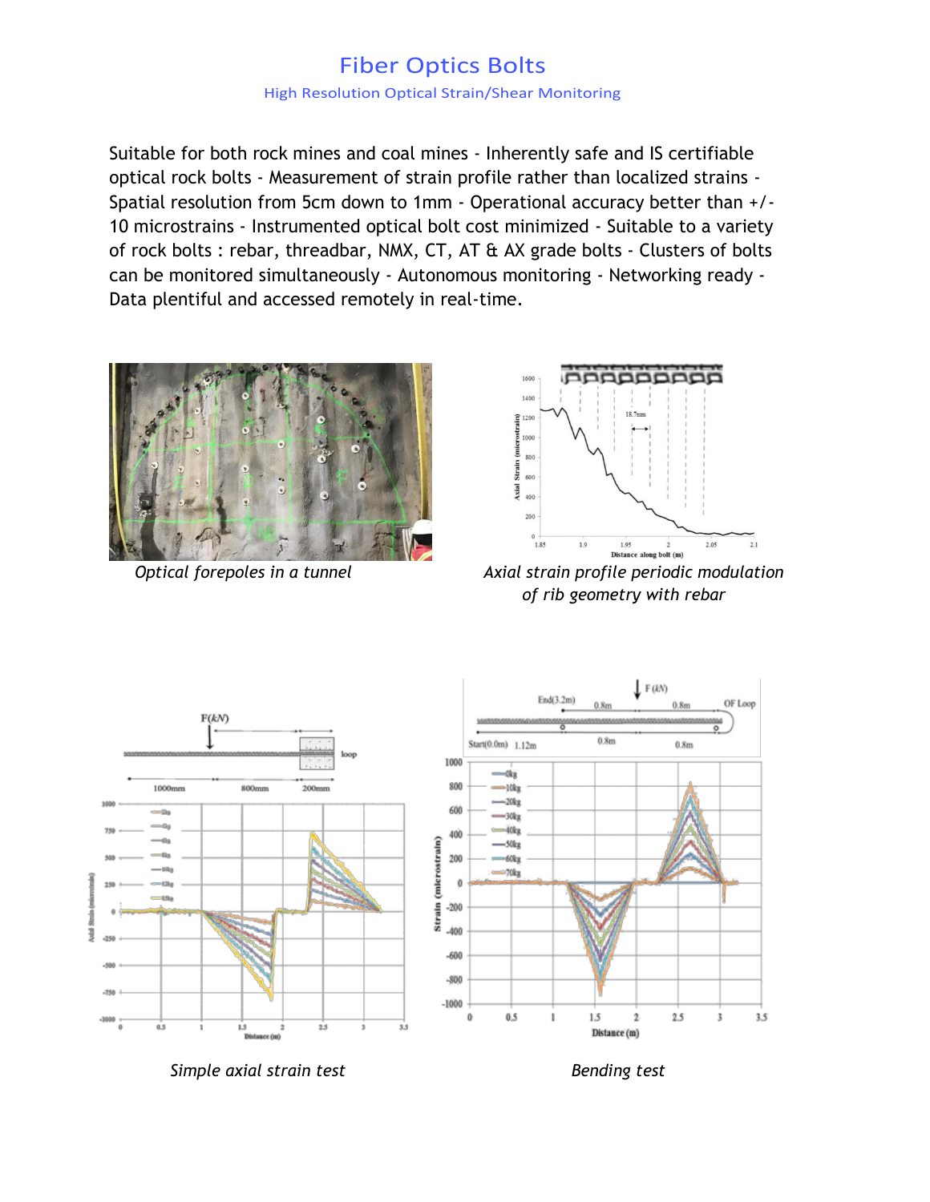# Fiber Optics Bolts

High Resolution Optical Strain/Shear Monitoring

Suitable for both rock mines and coal mines - Inherently safe and IS certifiable optical rock bolts - Measurement of strain profile rather than localized strains - Spatial resolution from 5cm down to 1mm - Operational accuracy better than +/- 10 microstrains - Instrumented optical bolt cost minimized - Suitable to a variety of rock bolts : rebar, threadbar, NMX, CT, AT & AX grade bolts - Clusters of bolts can be monitored simultaneously - Autonomous monitoring - Networking ready - Data plentiful and accessed remotely in real-time.

*Optical forepoles in a tunnel*

18.7mm

Axial Strain (microstrain)

Distance along bolt (m)

*Axial strain profile periodic modulation of rib geometry with rebar*

F(kN)

loop

1000mm

800mm

200mm

Axial Strain (microstrain)

Distance (m)

*Simple axial strain test*

F (kN)

End(3.2m)

0.8m

0.8m

OF Loop

Start(0.0m)

1.12m

0.8m

0.8m

0kg

10kg

20kg

30kg

40kg

50kg

60kg

70kg

Strain (microstrain)

Distance (m)

*Bending test*